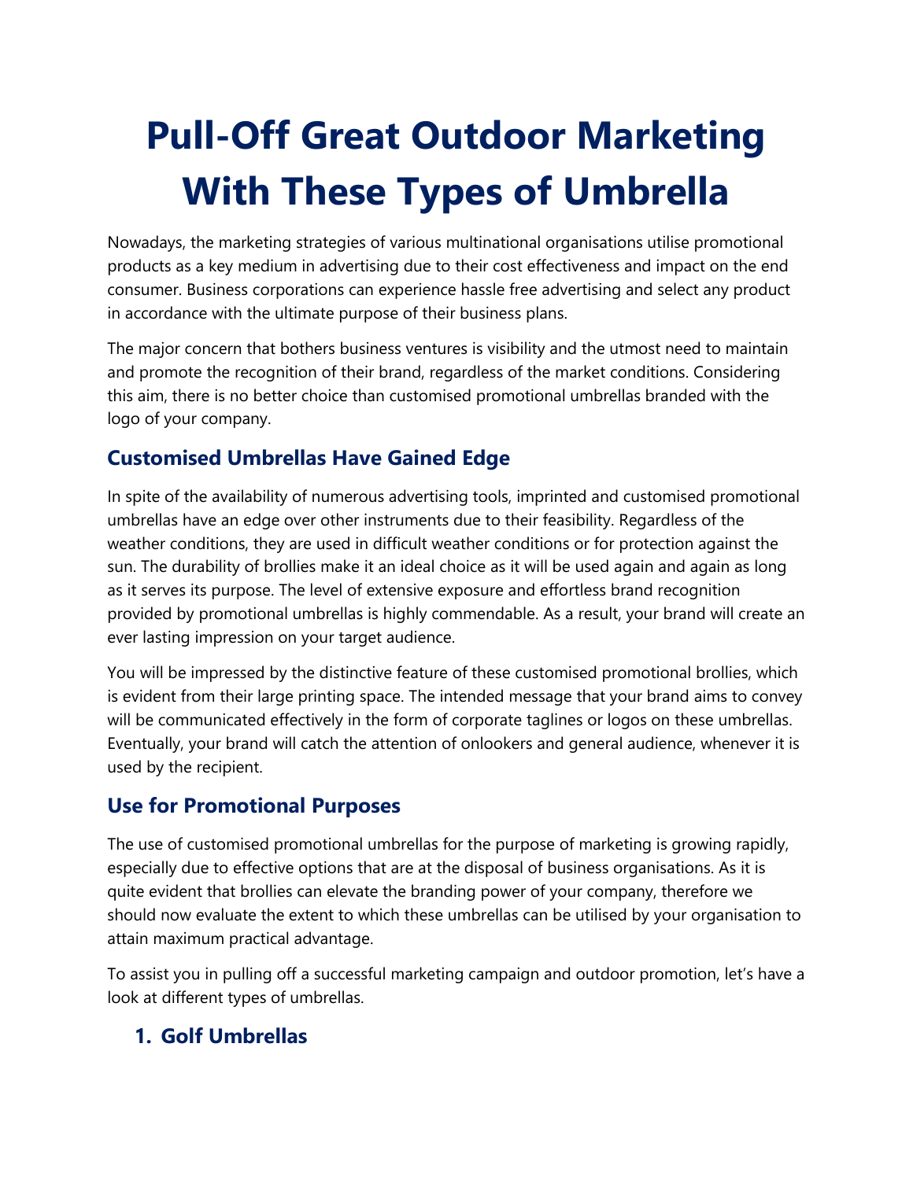# Pull-Off Great Outdoor Marketing With These Types of Umbrella

Nowadays, the marketing strategies of various multinational organisations utilise promotional products as a key medium in advertising due to their cost effectiveness and impact on the end consumer. Business corporations can experience hassle free advertising and select any product in accordance with the ultimate purpose of their business plans.

The major concern that bothers business ventures is visibility and the utmost need to maintain and promote the recognition of their brand, regardless of the market conditions. Considering this aim, there is no better choice than customised promotional umbrellas branded with the logo of your company.

## Customised Umbrellas Have Gained Edge

In spite of the availability of numerous advertising tools, imprinted and customised promotional umbrellas have an edge over other instruments due to their feasibility. Regardless of the weather conditions, they are used in difficult weather conditions or for protection against the sun. The durability of brollies make it an ideal choice as it will be used again and again as long as it serves its purpose. The level of extensive exposure and effortless brand recognition provided by promotional umbrellas is highly commendable. As a result, your brand will create an ever lasting impression on your target audience.

You will be impressed by the distinctive feature of these customised promotional brollies, which is evident from their large printing space. The intended message that your brand aims to convey will be communicated effectively in the form of corporate taglines or logos on these umbrellas. Eventually, your brand will catch the attention of onlookers and general audience, whenever it is used by the recipient.

## Use for Promotional Purposes

The use of customised promotional umbrellas for the purpose of marketing is growing rapidly, especially due to effective options that are at the disposal of business organisations. As it is quite evident that brollies can elevate the branding power of your company, therefore we should now evaluate the extent to which these umbrellas can be utilised by your organisation to attain maximum practical advantage.

To assist you in pulling off a successful marketing campaign and outdoor promotion, let's have a look at different types of umbrellas.

### 1. Golf Umbrellas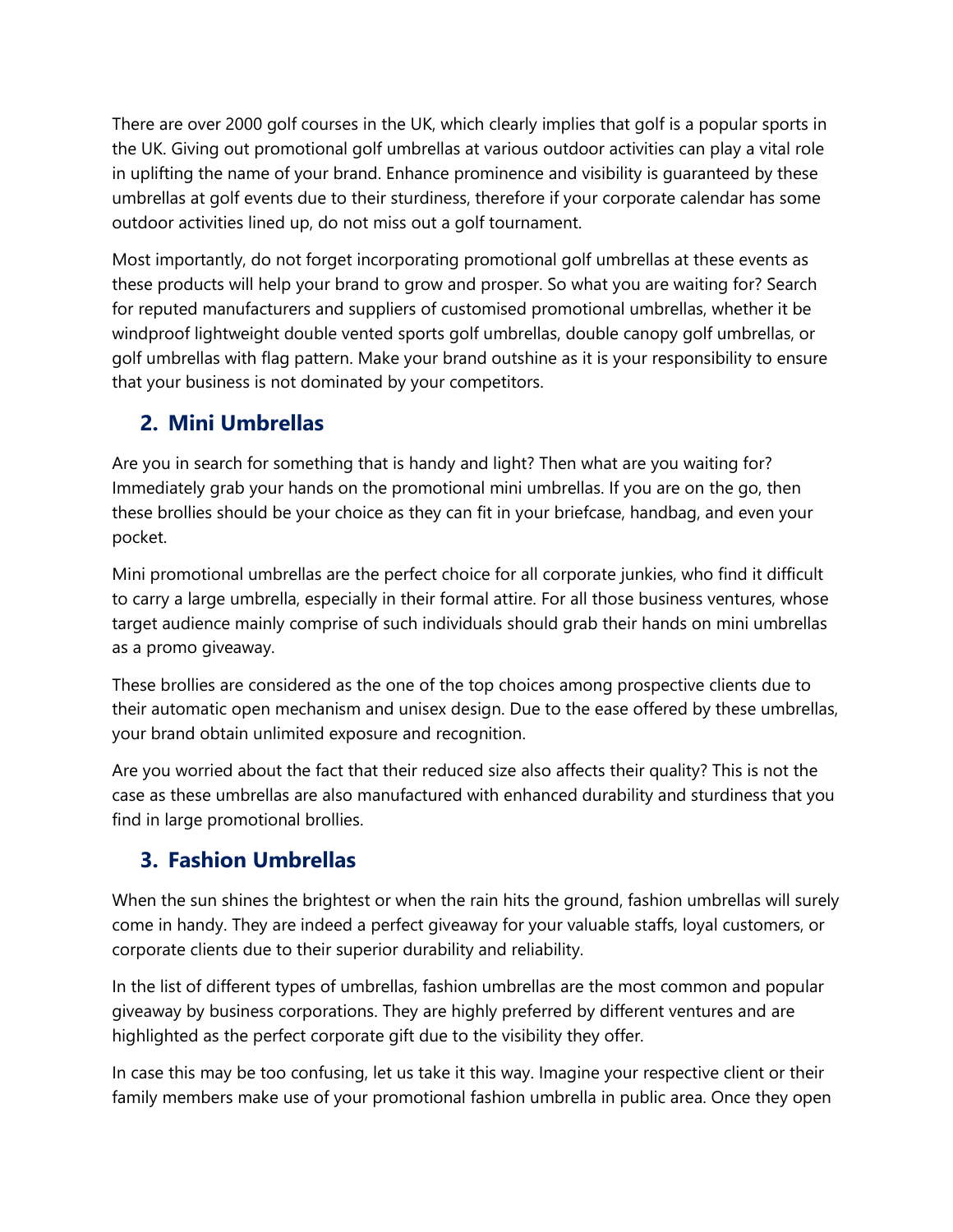There are over 2000 golf courses in the UK, which clearly implies that golf is a popular sports in the UK. Giving out promotional golf umbrellas at various outdoor activities can play a vital role in uplifting the name of your brand. Enhance prominence and visibility is guaranteed by these umbrellas at golf events due to their sturdiness, therefore if your corporate calendar has some outdoor activities lined up, do not miss out a golf tournament.

Most importantly, do not forget incorporating promotional golf umbrellas at these events as these products will help your brand to grow and prosper. So what you are waiting for? Search for reputed manufacturers and suppliers of customised promotional umbrellas, whether it be windproof lightweight double vented sports golf umbrellas, double canopy golf umbrellas, or golf umbrellas with flag pattern. Make your brand outshine as it is your responsibility to ensure that your business is not dominated by your competitors.

## 2. Mini Umbrellas

Are you in search for something that is handy and light? Then what are you waiting for? Immediately grab your hands on the promotional mini umbrellas. If you are on the go, then these brollies should be your choice as they can fit in your briefcase, handbag, and even your pocket.

Mini promotional umbrellas are the perfect choice for all corporate junkies, who find it difficult to carry a large umbrella, especially in their formal attire. For all those business ventures, whose target audience mainly comprise of such individuals should grab their hands on mini umbrellas as a promo giveaway.

These brollies are considered as the one of the top choices among prospective clients due to their automatic open mechanism and unisex design. Due to the ease offered by these umbrellas, your brand obtain unlimited exposure and recognition.

Are you worried about the fact that their reduced size also affects their quality? This is not the case as these umbrellas are also manufactured with enhanced durability and sturdiness that you find in large promotional brollies.

## 3. Fashion Umbrellas

When the sun shines the brightest or when the rain hits the ground, fashion umbrellas will surely come in handy. They are indeed a perfect giveaway for your valuable staffs, loyal customers, or corporate clients due to their superior durability and reliability.

In the list of different types of umbrellas, fashion umbrellas are the most common and popular giveaway by business corporations. They are highly preferred by different ventures and are highlighted as the perfect corporate gift due to the visibility they offer.

In case this may be too confusing, let us take it this way. Imagine your respective client or their family members make use of your promotional fashion umbrella in public area. Once they open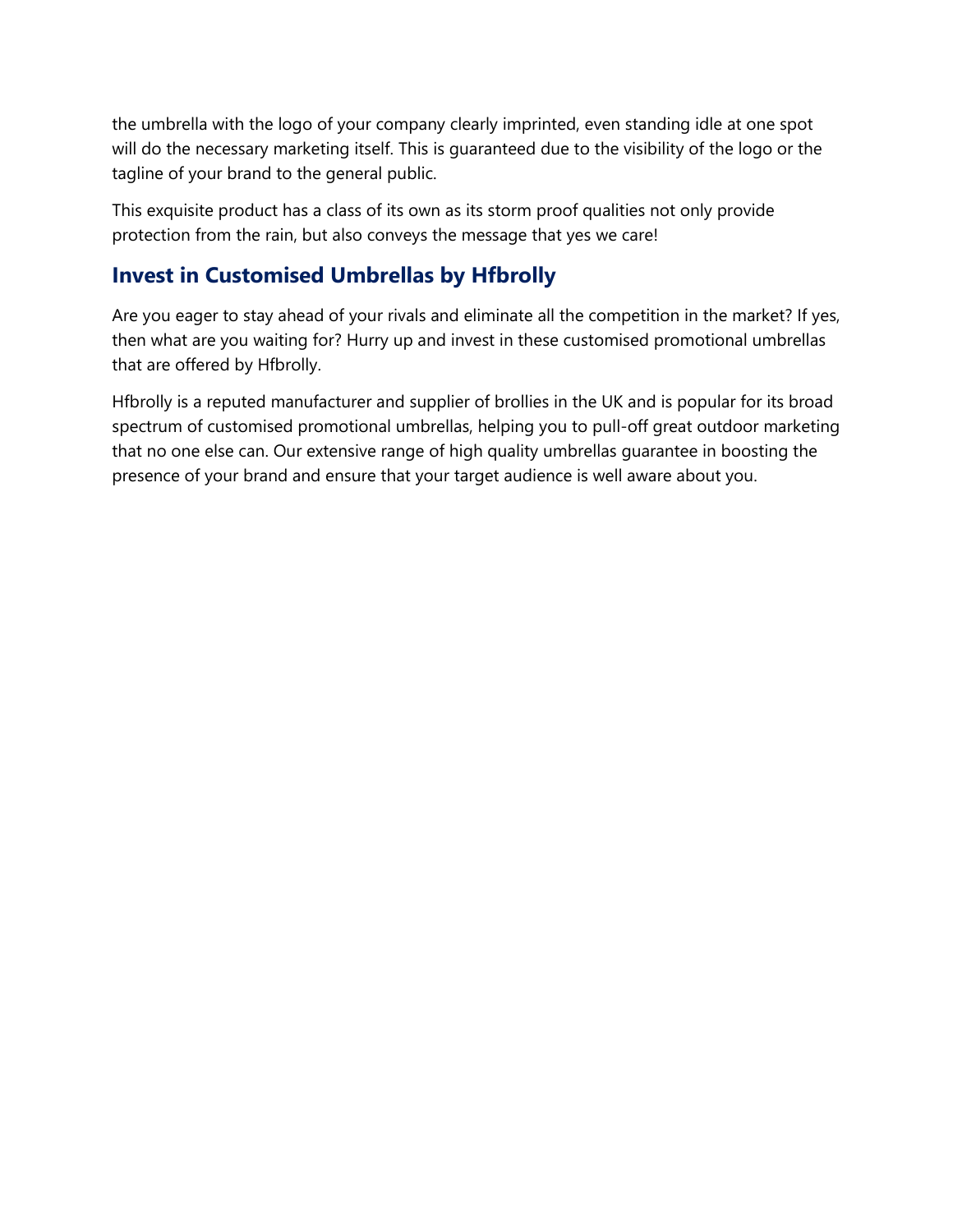the umbrella with the logo of your company clearly imprinted, even standing idle at one spot will do the necessary marketing itself. This is guaranteed due to the visibility of the logo or the tagline of your brand to the general public.

This exquisite product has a class of its own as its storm proof qualities not only provide protection from the rain, but also conveys the message that yes we care!

## Invest in Customised Umbrellas by Hfbrolly

Are you eager to stay ahead of your rivals and eliminate all the competition in the market? If yes, then what are you waiting for? Hurry up and invest in these customised promotional umbrellas that are offered by Hfbrolly.

Hfbrolly is a reputed manufacturer and supplier of brollies in the UK and is popular for its broad spectrum of customised promotional umbrellas, helping you to pull-off great outdoor marketing that no one else can. Our extensive range of high quality umbrellas guarantee in boosting the presence of your brand and ensure that your target audience is well aware about you.